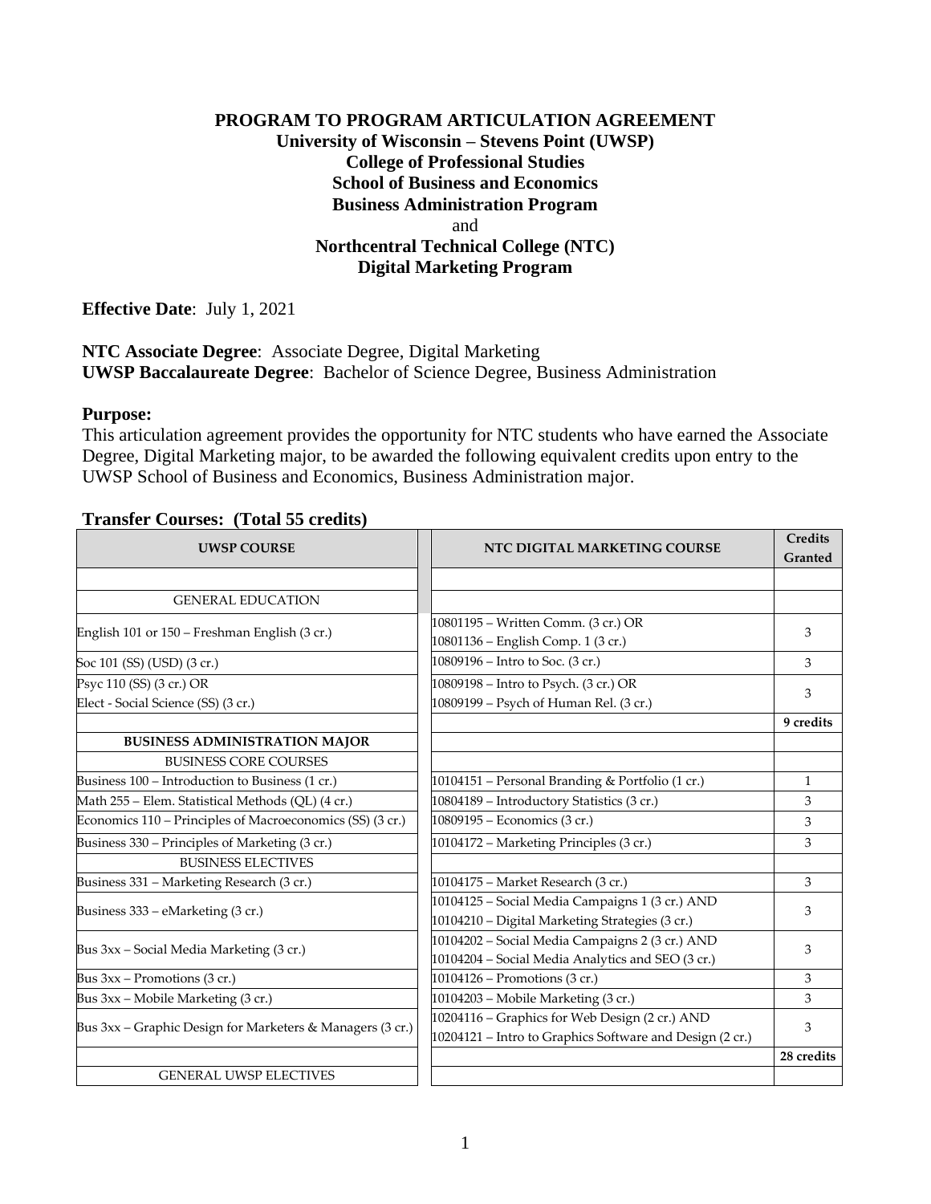# PROGRAM TO PROGRAM ARTICULATION AGREEMENT

**University of Wisconsin – Stevens Point (UWSP)**
**College of Professional Studies**
**School of Business and Economics**
**Business Administration Program**
and
**Northcentral Technical College (NTC)**
**Digital Marketing Program**

**Effective Date**: July 1, 2021

**NTC Associate Degree**: Associate Degree, Digital Marketing
**UWSP Baccalaureate Degree**: Bachelor of Science Degree, Business Administration

**Purpose:**
This articulation agreement provides the opportunity for NTC students who have earned the Associate Degree, Digital Marketing major, to be awarded the following equivalent credits upon entry to the UWSP School of Business and Economics, Business Administration major.

**Transfer Courses: (Total 55 credits)**

| UWSP COURSE | NTC DIGITAL MARKETING COURSE | Credits Granted |
|---|---|---|
| | | |
| GENERAL EDUCATION | | |
| English 101 or 150 – Freshman English (3 cr.) | 10801195 – Written Comm. (3 cr.) OR<br>10801136 – English Comp. 1 (3 cr.) | 3 |
| Soc 101 (SS) (USD) (3 cr.) | 10809196 – Intro to Soc. (3 cr.) | 3 |
| Psyc 110 (SS) (3 cr.) OR<br>Elect - Social Science (SS) (3 cr.) | 10809198 – Intro to Psych. (3 cr.) OR<br>10809199 – Psych of Human Rel. (3 cr.) | 3 |
| | | **9 credits** |
| **BUSINESS ADMINISTRATION MAJOR** | | |
| BUSINESS CORE COURSES | | |
| Business 100 – Introduction to Business (1 cr.) | 10104151 – Personal Branding & Portfolio (1 cr.) | 1 |
| Math 255 – Elem. Statistical Methods (QL) (4 cr.) | 10804189 – Introductory Statistics (3 cr.) | 3 |
| Economics 110 – Principles of Macroeconomics (SS) (3 cr.) | 10809195 – Economics (3 cr.) | 3 |
| Business 330 – Principles of Marketing (3 cr.) | 10104172 – Marketing Principles (3 cr.) | 3 |
| BUSINESS ELECTIVES | | |
| Business 331 – Marketing Research (3 cr.) | 10104175 – Market Research (3 cr.) | 3 |
| Business 333 – eMarketing (3 cr.) | 10104125 – Social Media Campaigns 1 (3 cr.) AND<br>10104210 – Digital Marketing Strategies (3 cr.) | 3 |
| Bus 3xx – Social Media Marketing (3 cr.) | 10104202 – Social Media Campaigns 2 (3 cr.) AND<br>10104204 – Social Media Analytics and SEO (3 cr.) | 3 |
| Bus 3xx – Promotions (3 cr.) | 10104126 – Promotions (3 cr.) | 3 |
| Bus 3xx – Mobile Marketing (3 cr.) | 10104203 – Mobile Marketing (3 cr.) | 3 |
| Bus 3xx – Graphic Design for Marketers & Managers (3 cr.) | 10204116 – Graphics for Web Design (2 cr.) AND<br>10204121 – Intro to Graphics Software and Design (2 cr.) | 3 |
| | | **28 credits** |
| GENERAL UWSP ELECTIVES | | |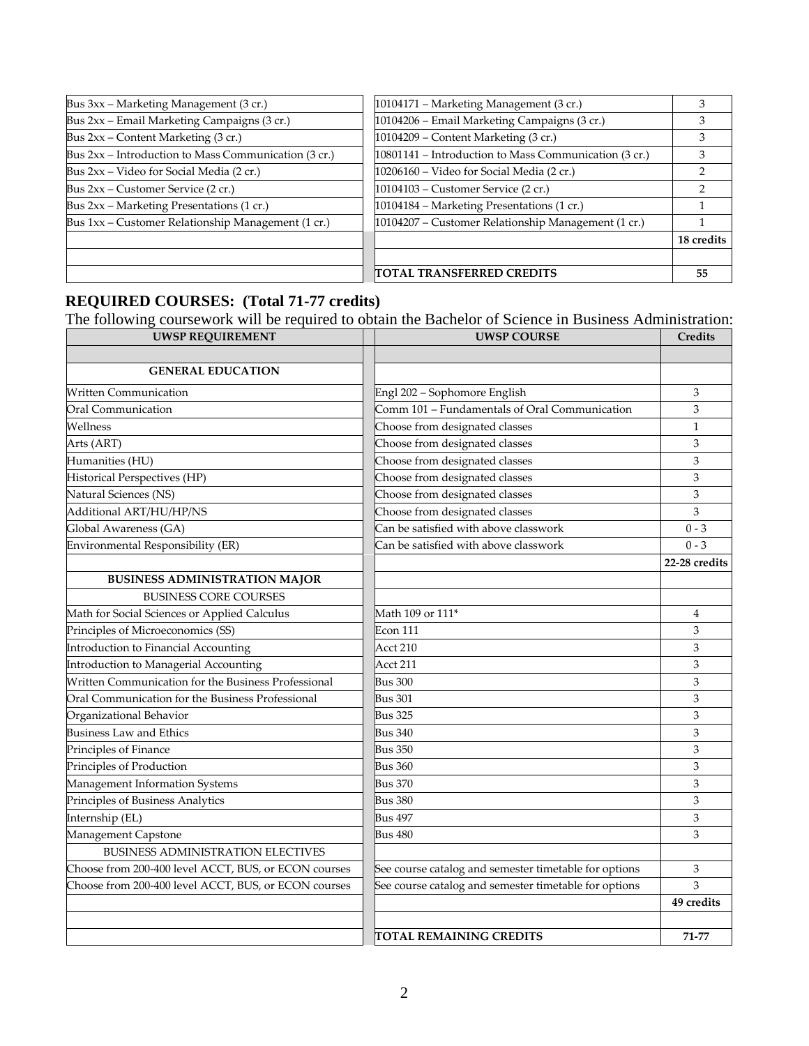| | | |
|---|---|---|
| Bus 3xx – Marketing Management (3 cr.) | 10104171 – Marketing Management (3 cr.) | 3 |
| Bus 2xx – Email Marketing Campaigns (3 cr.) | 10104206 – Email Marketing Campaigns (3 cr.) | 3 |
| Bus 2xx – Content Marketing (3 cr.) | 10104209 – Content Marketing (3 cr.) | 3 |
| Bus 2xx – Introduction to Mass Communication (3 cr.) | 10801141 – Introduction to Mass Communication (3 cr.) | 3 |
| Bus 2xx – Video for Social Media (2 cr.) | 10206160 – Video for Social Media (2 cr.) | 2 |
| Bus 2xx – Customer Service (2 cr.) | 10104103 – Customer Service (2 cr.) | 2 |
| Bus 2xx – Marketing Presentations (1 cr.) | 10104184 – Marketing Presentations (1 cr.) | 1 |
| Bus 1xx – Customer Relationship Management (1 cr.) | 10104207 – Customer Relationship Management (1 cr.) | 1 |
| | | **18 credits** |
| | | |
| | **TOTAL TRANSFERRED CREDITS** | **55** |

## REQUIRED COURSES: (Total 71-77 credits)

The following coursework will be required to obtain the Bachelor of Science in Business Administration:

| UWSP REQUIREMENT | UWSP COURSE | Credits |
|---|---|---|
| | | |
| **GENERAL EDUCATION** | | |
| Written Communication | Engl 202 – Sophomore English | 3 |
| Oral Communication | Comm 101 – Fundamentals of Oral Communication | 3 |
| Wellness | Choose from designated classes | 1 |
| Arts (ART) | Choose from designated classes | 3 |
| Humanities (HU) | Choose from designated classes | 3 |
| Historical Perspectives (HP) | Choose from designated classes | 3 |
| Natural Sciences (NS) | Choose from designated classes | 3 |
| Additional ART/HU/HP/NS | Choose from designated classes | 3 |
| Global Awareness (GA) | Can be satisfied with above classwork | 0 - 3 |
| Environmental Responsibility (ER) | Can be satisfied with above classwork | 0 - 3 |
| | | **22-28 credits** |
| **BUSINESS ADMINISTRATION MAJOR** | | |
| BUSINESS CORE COURSES | | |
| Math for Social Sciences or Applied Calculus | Math 109 or 111* | 4 |
| Principles of Microeconomics (SS) | Econ 111 | 3 |
| Introduction to Financial Accounting | Acct 210 | 3 |
| Introduction to Managerial Accounting | Acct 211 | 3 |
| Written Communication for the Business Professional | Bus 300 | 3 |
| Oral Communication for the Business Professional | Bus 301 | 3 |
| Organizational Behavior | Bus 325 | 3 |
| Business Law and Ethics | Bus 340 | 3 |
| Principles of Finance | Bus 350 | 3 |
| Principles of Production | Bus 360 | 3 |
| Management Information Systems | Bus 370 | 3 |
| Principles of Business Analytics | Bus 380 | 3 |
| Internship (EL) | Bus 497 | 3 |
| Management Capstone | Bus 480 | 3 |
| BUSINESS ADMINISTRATION ELECTIVES | | |
| Choose from 200-400 level ACCT, BUS, or ECON courses | See course catalog and semester timetable for options | 3 |
| Choose from 200-400 level ACCT, BUS, or ECON courses | See course catalog and semester timetable for options | 3 |
| | | **49 credits** |
| | | |
| | **TOTAL REMAINING CREDITS** | **71-77** |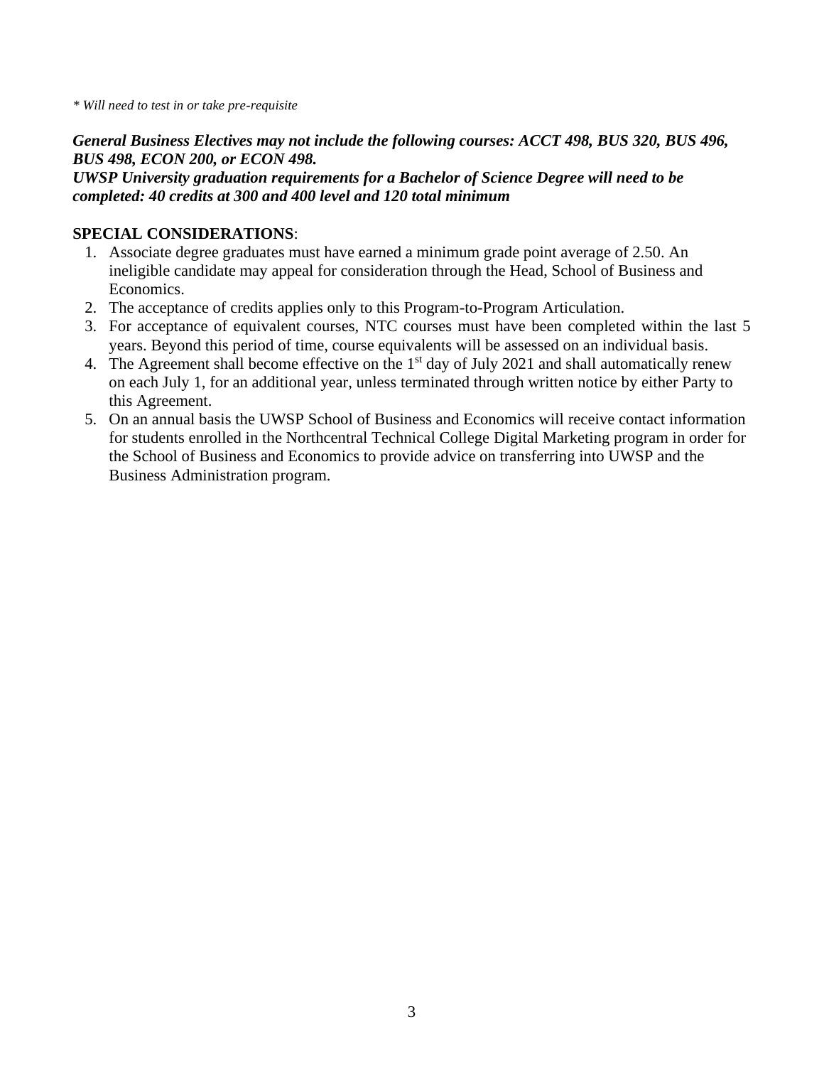*\* Will need to test in or take pre-requisite*

***General Business Electives may not include the following courses: ACCT 498, BUS 320, BUS 496, BUS 498, ECON 200, or ECON 498.***
***UWSP University graduation requirements for a Bachelor of Science Degree will need to be completed: 40 credits at 300 and 400 level and 120 total minimum***

**SPECIAL CONSIDERATIONS**:

1. Associate degree graduates must have earned a minimum grade point average of 2.50. An ineligible candidate may appeal for consideration through the Head, School of Business and Economics.
2. The acceptance of credits applies only to this Program-to-Program Articulation.
3. For acceptance of equivalent courses, NTC courses must have been completed within the last 5 years. Beyond this period of time, course equivalents will be assessed on an individual basis.
4. The Agreement shall become effective on the 1st day of July 2021 and shall automatically renew on each July 1, for an additional year, unless terminated through written notice by either Party to this Agreement.
5. On an annual basis the UWSP School of Business and Economics will receive contact information for students enrolled in the Northcentral Technical College Digital Marketing program in order for the School of Business and Economics to provide advice on transferring into UWSP and the Business Administration program.